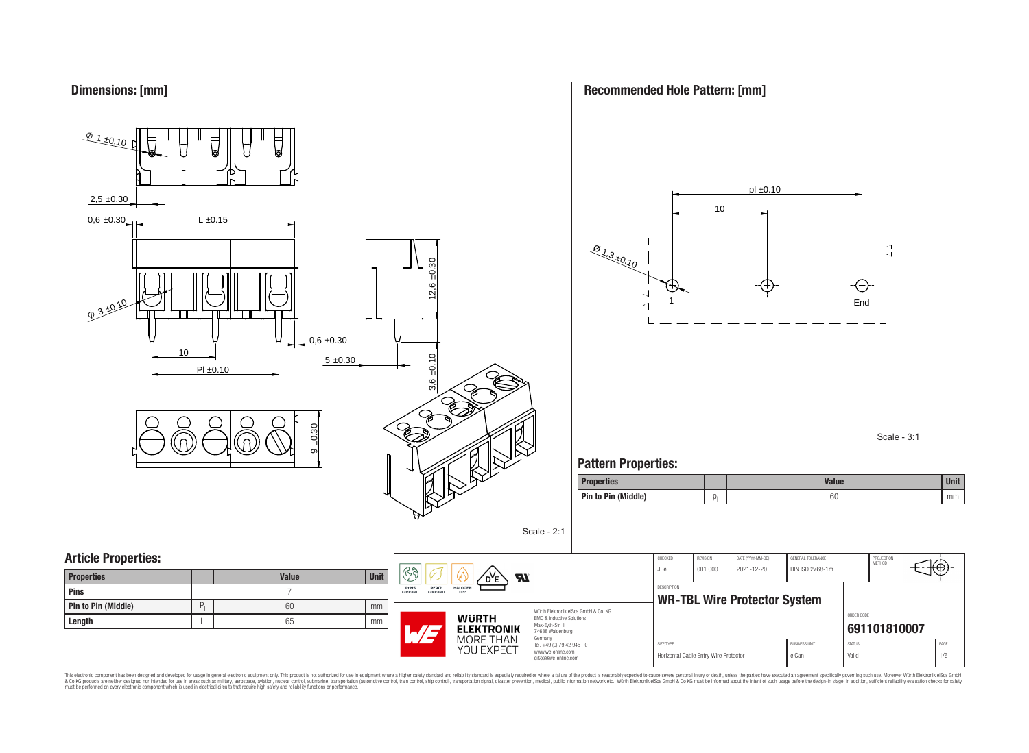## Dimensions: [mm]

Ø 1 ±0.10

2,5 ±0.30

0,6 ±0.30

L ±0.15

Ø 3 ±0.10

12,6 ±0.30

0,6 ±0.30

10

5 ±0.30

Pl ±0.10

3,6 ±0.10

9 ±0.30

Scale - 2:1

## Recommended Hole Pattern: [mm]

pl ±0.10

10

Ø 1,3 ±0.10

1

End

Scale - 3:1

## Pattern Properties:

| Properties | | Value | Unit |
|---|---|---|---|
| Pin to Pin (Middle) | $p_l$ | 60 | mm |

## Article Properties:

| Properties | | Value | Unit |
|---|---|---|---|
| Pins | | 7 | |
| Pin to Pin (Middle) | $P_l$ | 60 | mm |
| Length | L | 65 | mm |

| CHECKED | REVISION | DATE (YYYY-MM-DD) | GENERAL TOLERANCE | PROJECTION METHOD |
|---|---|---|---|---|
| JHe | 001.000 | 2021-12-20 | DIN ISO 2768-1m | |

DESCRIPTION

**WR-TBL Wire Protector System**

ORDER CODE: **691101810007**

| SIZE/TYPE | BUSINESS UNIT | STATUS | PAGE |
|---|---|---|---|
| Horizontal Cable Entry Wire Protector | eiCan | Valid | 1/6 |

Würth Elektronik eiSos GmbH & Co. KG
EMC & Inductive Solutions
Max-Eyth-Str. 1
74638 Waldenburg
Germany
Tel. +49 (0) 79 42 945 - 0
www.we-online.com
eiSos@we-online.com

WÜRTH ELEKTRONIK MORE THAN YOU EXPECT

This electronic component has been designed and developed for usage in general electronic equipment only. This product is not authorized for use in equipment where a higher safety standard and reliability standard is especially required or where a failure of the product is reasonably expected to cause severe personal injury or death, unless the parties have executed an agreement specifically governing such use. Moreover Würth Elektronik eiSos GmbH & Co KG products are neither designed nor intended for use in areas such as military, aerospace, aviation, nuclear control, submarine, transportation (automotive control, train control, ship control), transportation signal, disaster prevention, medical, public information network etc.. Würth Elektronik eiSos GmbH & Co KG must be informed about the intent of such usage before the design-in stage. In addition, sufficient reliability evaluation checks for safety must be performed on every electronic component which is used in electrical circuits that require high safety and reliability functions or performance.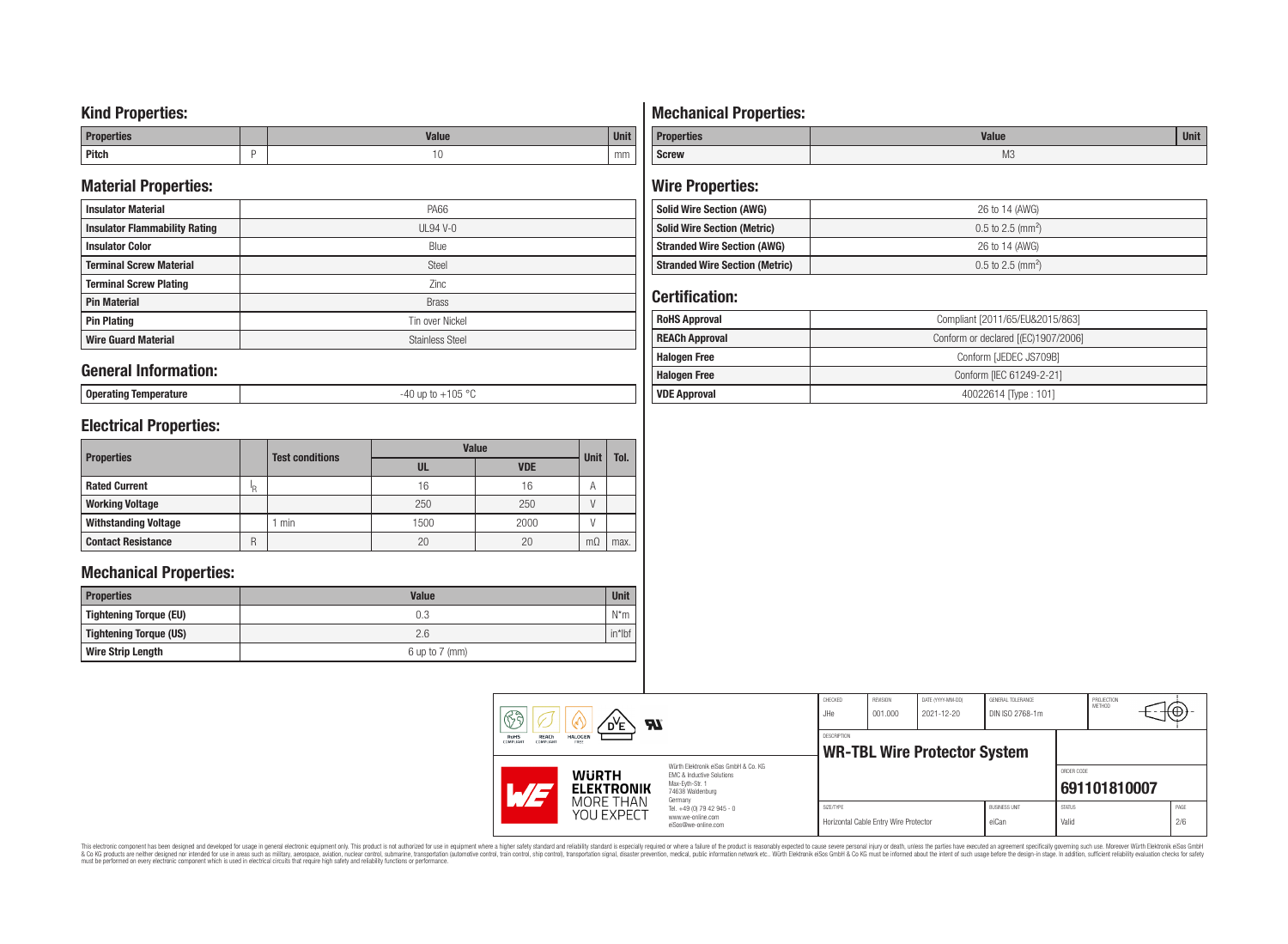## Kind Properties:

| Properties | | Value | Unit |
|---|---|---|---|
| Pitch | P | 10 | mm |

## Material Properties:

| | |
|---|---|
| Insulator Material | PA66 |
| Insulator Flammability Rating | UL94 V-0 |
| Insulator Color | Blue |
| Terminal Screw Material | Steel |
| Terminal Screw Plating | Zinc |
| Pin Material | Brass |
| Pin Plating | Tin over Nickel |
| Wire Guard Material | Stainless Steel |

## General Information:

| | |
|---|---|
| Operating Temperature | -40 up to +105 °C |

## Electrical Properties:

| Properties | | Test conditions | Value | | Unit | Tol. |
|---|---|---|---|---|---|---|
| | | | UL | VDE | | |
| Rated Current | $I_R$ | | 16 | 16 | A | |
| Working Voltage | | | 250 | 250 | V | |
| Withstanding Voltage | | 1 min | 1500 | 2000 | V | |
| Contact Resistance | R | | 20 | 20 | mΩ | max. |

## Mechanical Properties:

| Properties | Value | Unit |
|---|---|---|
| Tightening Torque (EU) | 0.3 | N*m |
| Tightening Torque (US) | 2.6 | in*lbf |
| Wire Strip Length | 6 up to 7 (mm) | |

## Mechanical Properties:

| Properties | Value | Unit |
|---|---|---|
| Screw | M3 | |

## Wire Properties:

| | |
|---|---|
| Solid Wire Section (AWG) | 26 to 14 (AWG) |
| Solid Wire Section (Metric) | 0.5 to 2.5 ($mm^2$) |
| Stranded Wire Section (AWG) | 26 to 14 (AWG) |
| Stranded Wire Section (Metric) | 0.5 to 2.5 ($mm^2$) |

## Certification:

| | |
|---|---|
| RoHS Approval | Compliant [2011/65/EU&2015/863] |
| REACh Approval | Conform or declared [(EC)1907/2006] |
| Halogen Free | Conform [JEDEC JS709B] |
| Halogen Free | Conform [IEC 61249-2-21] |
| VDE Approval | 40022614 [Type : 101] |

| CHECKED | REVISION | DATE (YYYY-MM-DD) | GENERAL TOLERANCE | PROJECTION METHOD |
|---|---|---|---|---|
| JHe | 001.000 | 2021-12-20 | DIN ISO 2768-1m | |

DESCRIPTION: **WR-TBL Wire Protector System**

ORDER CODE: **691101810007**

| SIZE/TYPE | BUSINESS UNIT | STATUS | PAGE |
|---|---|---|---|
| Horizontal Cable Entry Wire Protector | eiCan | Valid | 2/6 |

Würth Elektronik eiSos GmbH & Co. KG
EMC & Inductive Solutions
Max-Eyth-Str. 1
74638 Waldenburg
Germany
Tel. +49 (0) 79 42 945 - 0
www.we-online.com
eiSos@we-online.com

This electronic component has been designed and developed for usage in general electronic equipment only. This product is not authorized for use in equipment where a higher safety standard and reliability standard is especially required or where a failure of the product is reasonably expected to cause severe personal injury or death, unless the parties have executed an agreement specifically governing such use. Moreover Würth Elektronik eiSos GmbH & Co KG products are neither designed nor intended for use in areas such as military, aerospace, aviation, nuclear control, submarine, transportation (automotive control, train control, ship control), transportation signal, disaster prevention, medical, public information network etc.. Würth Elektronik eiSos GmbH & Co KG must be informed about the intent of such usage before the design-in stage. In addition, sufficient reliability evaluation checks for safety must be performed on every electronic component which is used in electrical circuits that require high safety and reliability functions or performance.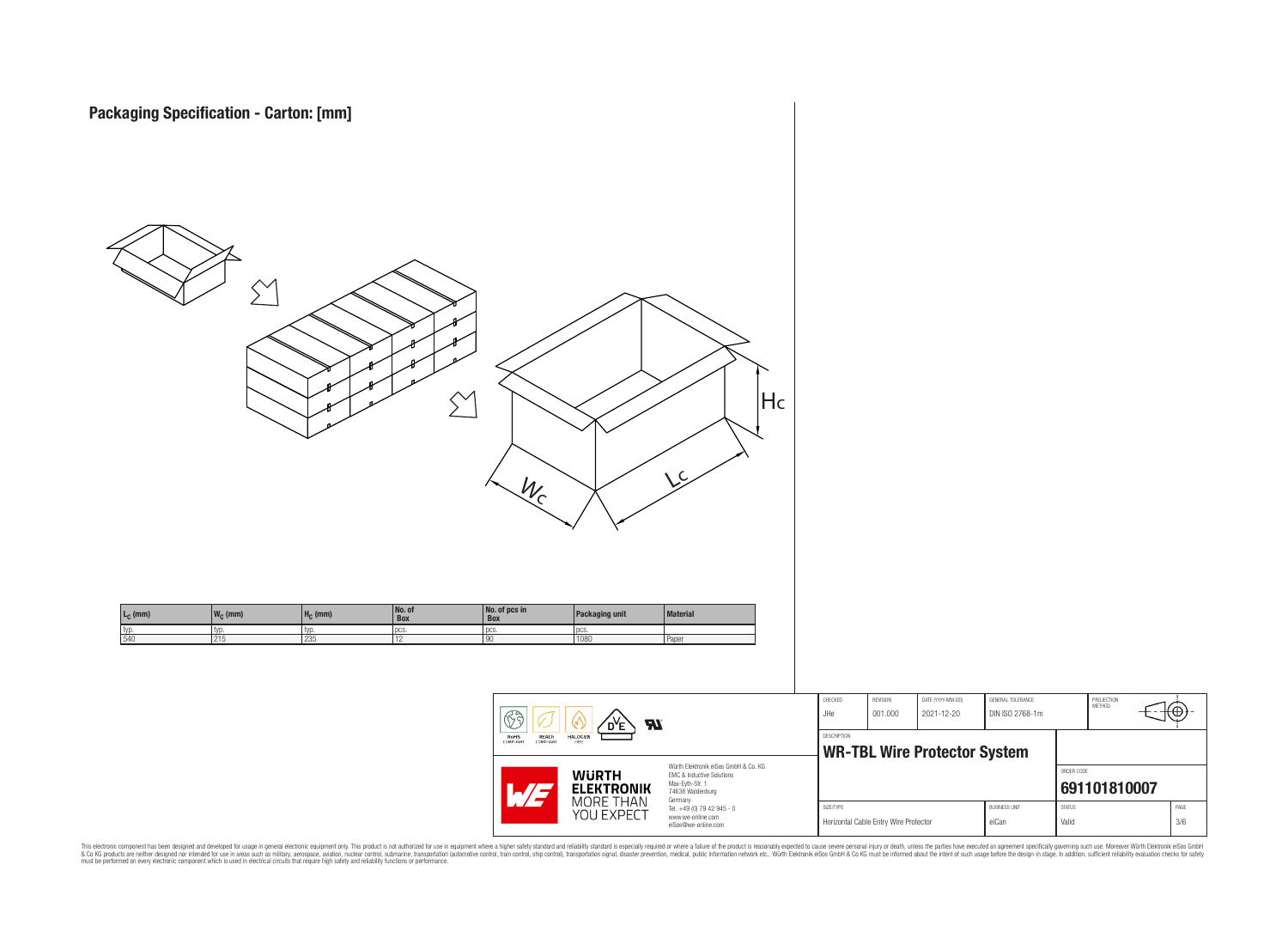## Packaging Specification - Carton: [mm]

| $L_C$ (mm) | $W_C$ (mm) | $H_C$ (mm) | No. of Box | No. of pcs in Box | Packaging unit | Material |
|---|---|---|---|---|---|---|
| typ. | typ. | typ. | pcs. | pcs. | pcs. | |
| 540 | 215 | 235 | 12 | 90 | 1080 | Paper |

| CHECKED | REVISION | DATE (YYYY-MM-DD) | GENERAL TOLERANCE | PROJECTION METHOD |
|---|---|---|---|---|
| JHe | 001.000 | 2021-12-20 | DIN ISO 2768-1m | |

DESCRIPTION

**WR-TBL Wire Protector System**

ORDER CODE: **691101810007**

| SIZE/TYPE | BUSINESS UNIT | STATUS | PAGE |
|---|---|---|---|
| Horizontal Cable Entry Wire Protector | eiCan | Valid | 3/6 |

Würth Elektronik eiSos GmbH & Co. KG
EMC & Inductive Solutions
Max-Eyth-Str. 1
74638 Waldenburg
Germany
Tel. +49 (0) 79 42 945 - 0
www.we-online.com
eiSos@we-online.com

This electronic component has been designed and developed for usage in general electronic equipment only. This product is not authorized for use in equipment where a higher safety standard and reliability standard is especially required or where a failure of the product is reasonably expected to cause severe personal injury or death, unless the parties have executed an agreement specifically governing such use. Moreover Würth Elektronik eiSos GmbH & Co KG products are neither designed nor intended for use in areas such as military, aerospace, aviation, nuclear control, submarine, transportation (automotive control, train control, ship control), transportation signal, disaster prevention, medical, public information network etc.. Würth Elektronik eiSos GmbH & Co KG must be informed about the intent of such usage before the design-in stage. In addition, sufficient reliability evaluation checks for safety must be performed on every electronic component which is used in electrical circuits that require high safety and reliability functions or performance.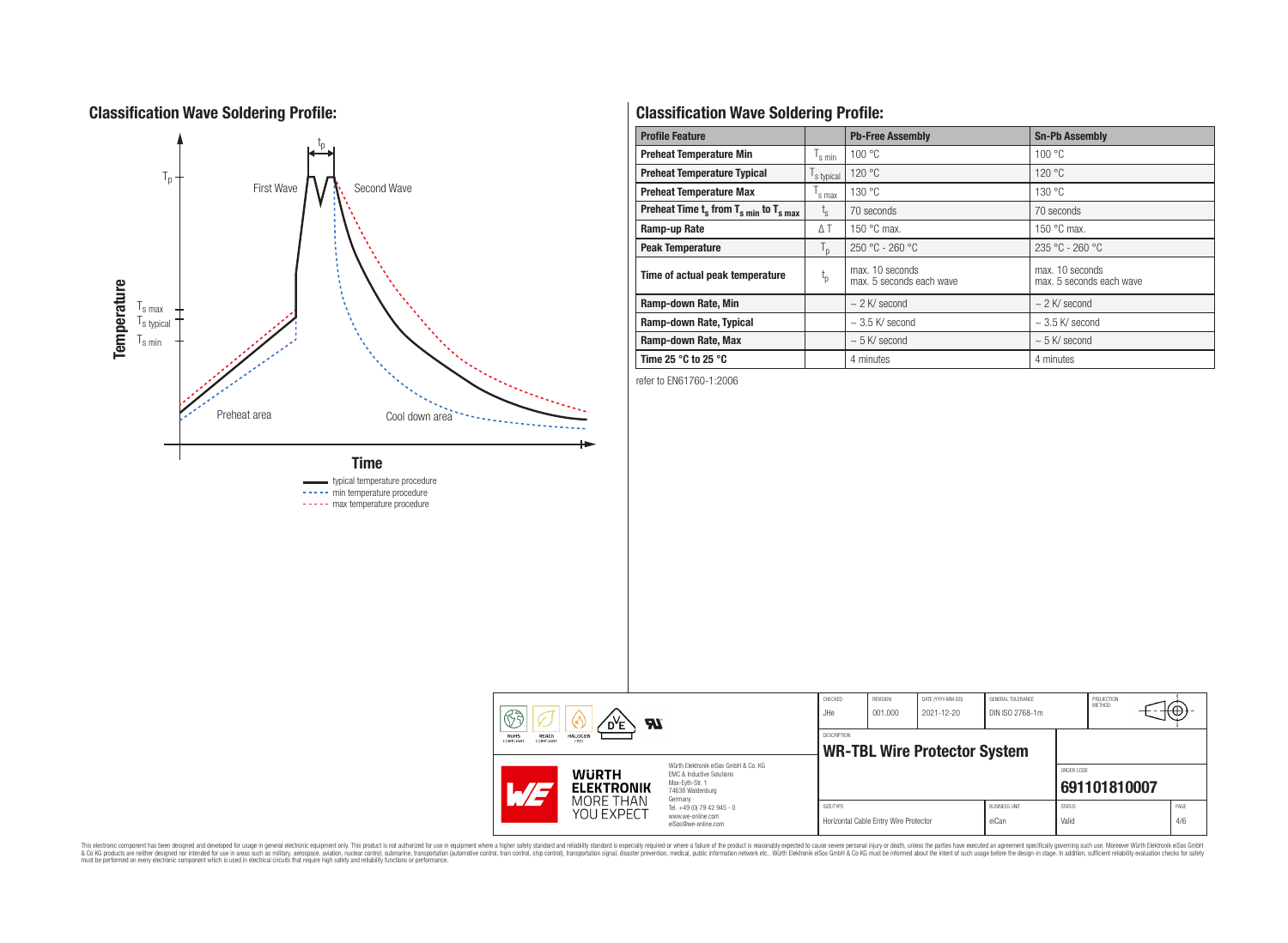## Classification Wave Soldering Profile:

Temperature

$T_p$

$t_p$

First Wave

Second Wave

$T_{s\,max}$

$T_{s\,typical}$

$T_{s\,min}$

Preheat area

Cool down area

Time

typical temperature procedure

min temperature procedure

max temperature procedure

## Classification Wave Soldering Profile:

| Profile Feature | | Pb-Free Assembly | Sn-Pb Assembly |
|---|---|---|---|
| **Preheat Temperature Min** | $T_{s\,min}$ | 100 °C | 100 °C |
| **Preheat Temperature Typical** | $T_{s\,typical}$ | 120 °C | 120 °C |
| **Preheat Temperature Max** | $T_{s\,max}$ | 130 °C | 130 °C |
| **Preheat Time $t_s$ from $T_{s\,min}$ to $T_{s\,max}$** | $t_s$ | 70 seconds | 70 seconds |
| **Ramp-up Rate** | $\Delta T$ | 150 °C max. | 150 °C max. |
| **Peak Temperature** | $T_p$ | 250 °C - 260 °C | 235 °C - 260 °C |
| **Time of actual peak temperature** | $t_p$ | max. 10 seconds<br>max. 5 seconds each wave | max. 10 seconds<br>max. 5 seconds each wave |
| **Ramp-down Rate, Min** | | ~ 2 K/ second | ~ 2 K/ second |
| **Ramp-down Rate, Typical** | | ~ 3.5 K/ second | ~ 3.5 K/ second |
| **Ramp-down Rate, Max** | | ~ 5 K/ second | ~ 5 K/ second |
| **Time 25 °C to 25 °C** | | 4 minutes | 4 minutes |

refer to EN61760-1:2006

| CHECKED | REVISION | DATE (YYYY-MM-DD) | GENERAL TOLERANCE | PROJECTION METHOD |
|---|---|---|---|---|
| JHe | 001.000 | 2021-12-20 | DIN ISO 2768-1m | |

DESCRIPTION

**WR-TBL Wire Protector System**

ORDER CODE

**691101810007**

| SIZE/TYPE | BUSINESS UNIT | STATUS | PAGE |
|---|---|---|---|
| Horizontal Cable Entry Wire Protector | eiCan | Valid | 4/6 |

Würth Elektronik eiSos GmbH & Co. KG
EMC & Inductive Solutions
Max-Eyth-Str. 1
74638 Waldenburg
Germany
Tel. +49 (0) 79 42 945 - 0
www.we-online.com
eiSos@we-online.com

WÜRTH ELEKTRONIK MORE THAN YOU EXPECT

This electronic component has been designed and developed for usage in general electronic equipment only. This product is not authorized for use in equipment where a higher safety standard and reliability standard is especially required or where a failure of the product is reasonably expected to cause severe personal injury or death, unless the parties have executed an agreement specifically governing such use. Moreover Würth Elektronik eiSos GmbH & Co KG products are neither designed nor intended for use in areas such as military, aerospace, aviation, nuclear control, submarine, transportation (automotive control, train control, ship control), transportation signal, disaster prevention, medical, public information network etc.. Würth Elektronik eiSos GmbH & Co KG must be informed about the intent of such usage before the design-in stage. In addition, sufficient reliability evaluation checks for safety must be performed on every electronic component which is used in electrical circuits that require high safety and reliability functions or performance.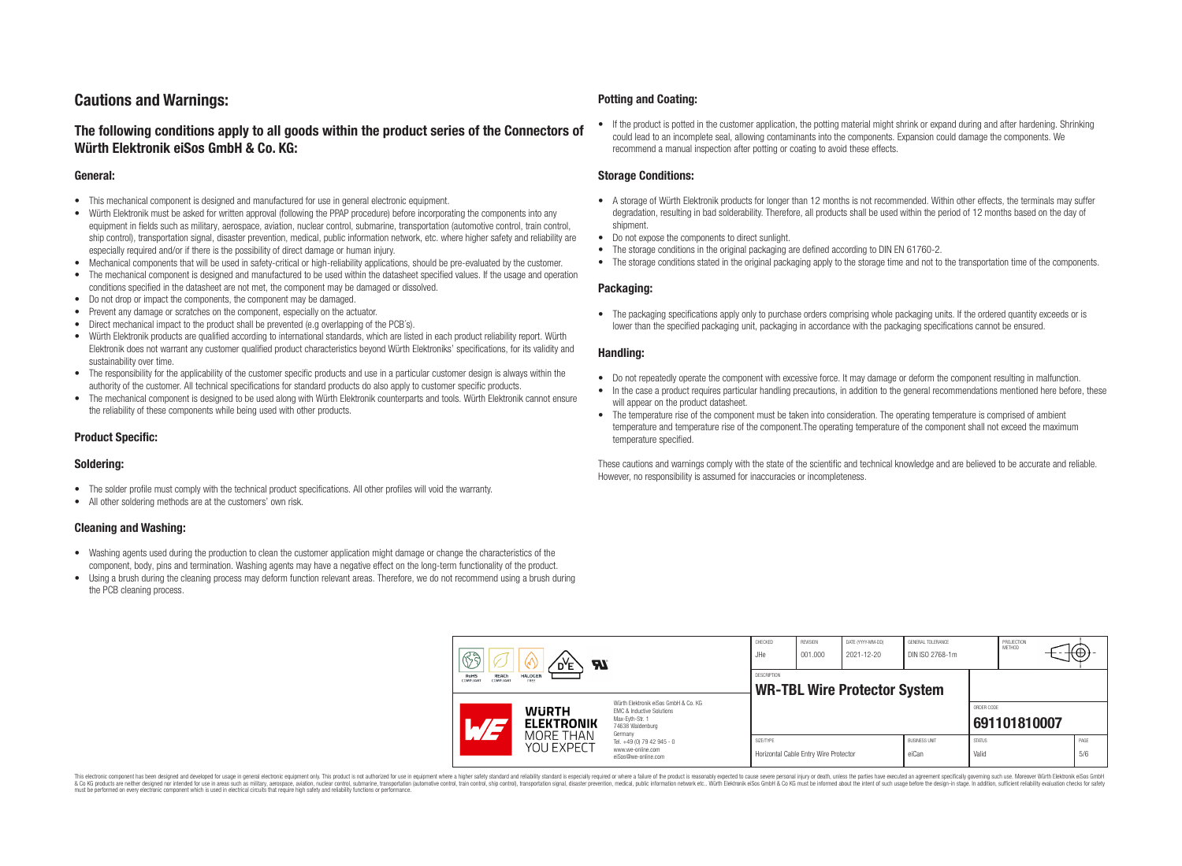# Cautions and Warnings:

## The following conditions apply to all goods within the product series of the Connectors of Würth Elektronik eiSos GmbH & Co. KG:

### General:

- This mechanical component is designed and manufactured for use in general electronic equipment.
- Würth Elektronik must be asked for written approval (following the PPAP procedure) before incorporating the components into any equipment in fields such as military, aerospace, aviation, nuclear control, submarine, transportation (automotive control, train control, ship control), transportation signal, disaster prevention, medical, public information network, etc. where higher safety and reliability are especially required and/or if there is the possibility of direct damage or human injury.
- Mechanical components that will be used in safety-critical or high-reliability applications, should be pre-evaluated by the customer.
- The mechanical component is designed and manufactured to be used within the datasheet specified values. If the usage and operation conditions specified in the datasheet are not met, the component may be damaged or dissolved.
- Do not drop or impact the components, the component may be damaged.
- Prevent any damage or scratches on the component, especially on the actuator.
- Direct mechanical impact to the product shall be prevented (e.g overlapping of the PCB´s).
- Würth Elektronik products are qualified according to international standards, which are listed in each product reliability report. Würth Elektronik does not warrant any customer qualified product characteristics beyond Würth Elektroniks' specifications, for its validity and sustainability over time.
- The responsibility for the applicability of the customer specific products and use in a particular customer design is always within the authority of the customer. All technical specifications for standard products do also apply to customer specific products.
- The mechanical component is designed to be used along with Würth Elektronik counterparts and tools. Würth Elektronik cannot ensure the reliability of these components while being used with other products.

### Product Specific:

### Soldering:

- The solder profile must comply with the technical product specifications. All other profiles will void the warranty.
- All other soldering methods are at the customers' own risk.

### Cleaning and Washing:

- Washing agents used during the production to clean the customer application might damage or change the characteristics of the component, body, pins and termination. Washing agents may have a negative effect on the long-term functionality of the product.
- Using a brush during the cleaning process may deform function relevant areas. Therefore, we do not recommend using a brush during the PCB cleaning process.

### Potting and Coating:

- If the product is potted in the customer application, the potting material might shrink or expand during and after hardening. Shrinking could lead to an incomplete seal, allowing contaminants into the components. Expansion could damage the components. We recommend a manual inspection after potting or coating to avoid these effects.

### Storage Conditions:

- A storage of Würth Elektronik products for longer than 12 months is not recommended. Within other effects, the terminals may suffer degradation, resulting in bad solderability. Therefore, all products shall be used within the period of 12 months based on the day of shipment.
- Do not expose the components to direct sunlight.
- The storage conditions in the original packaging are defined according to DIN EN 61760-2.
- The storage conditions stated in the original packaging apply to the storage time and not to the transportation time of the components.

### Packaging:

- The packaging specifications apply only to purchase orders comprising whole packaging units. If the ordered quantity exceeds or is lower than the specified packaging unit, packaging in accordance with the packaging specifications cannot be ensured.

### Handling:

- Do not repeatedly operate the component with excessive force. It may damage or deform the component resulting in malfunction.
- In the case a product requires particular handling precautions, in addition to the general recommendations mentioned here before, these will appear on the product datasheet.
- The temperature rise of the component must be taken into consideration. The operating temperature is comprised of ambient temperature and temperature rise of the component.The operating temperature of the component shall not exceed the maximum temperature specified.

These cautions and warnings comply with the state of the scientific and technical knowledge and are believed to be accurate and reliable. However, no responsibility is assumed for inaccuracies or incompleteness.

| CHECKED | REVISION | DATE (YYYY-MM-DD) | GENERAL TOLERANCE | PROJECTION METHOD |
|---|---|---|---|---|
| JHe | 001.000 | 2021-12-20 | DIN ISO 2768-1m | |

DESCRIPTION: **WR-TBL Wire Protector System**

ORDER CODE: **691101810007**

| SIZE/TYPE | BUSINESS UNIT | STATUS | PAGE |
|---|---|---|---|
| Horizontal Cable Entry Wire Protector | eiCan | Valid | 5/6 |

Würth Elektronik eiSos GmbH & Co. KG
EMC & Inductive Solutions
Max-Eyth-Str. 1
74638 Waldenburg
Germany
Tel. +49 (0) 79 42 945 - 0
www.we-online.com
eiSos@we-online.com

This electronic component has been designed and developed for usage in general electronic equipment only. This product is not authorized for use in equipment where a higher safety standard and reliability standard is especially required or where a failure of the product is reasonably expected to cause severe personal injury or death, unless the parties have executed an agreement specifically governing such use. Moreover Würth Elektronik eiSos GmbH & Co KG products are neither designed nor intended for use in areas such as military, aerospace, aviation, nuclear control, submarine, transportation (automotive control, train control, ship control), transportation signal, disaster prevention, medical, public information network etc.. Würth Elektronik eiSos GmbH & Co KG must be informed about the intent of such usage before the design-in stage. In addition, sufficient reliability evaluation checks for safety must be performed on every electronic component which is used in electrical circuits that require high safety and reliability functions or performance.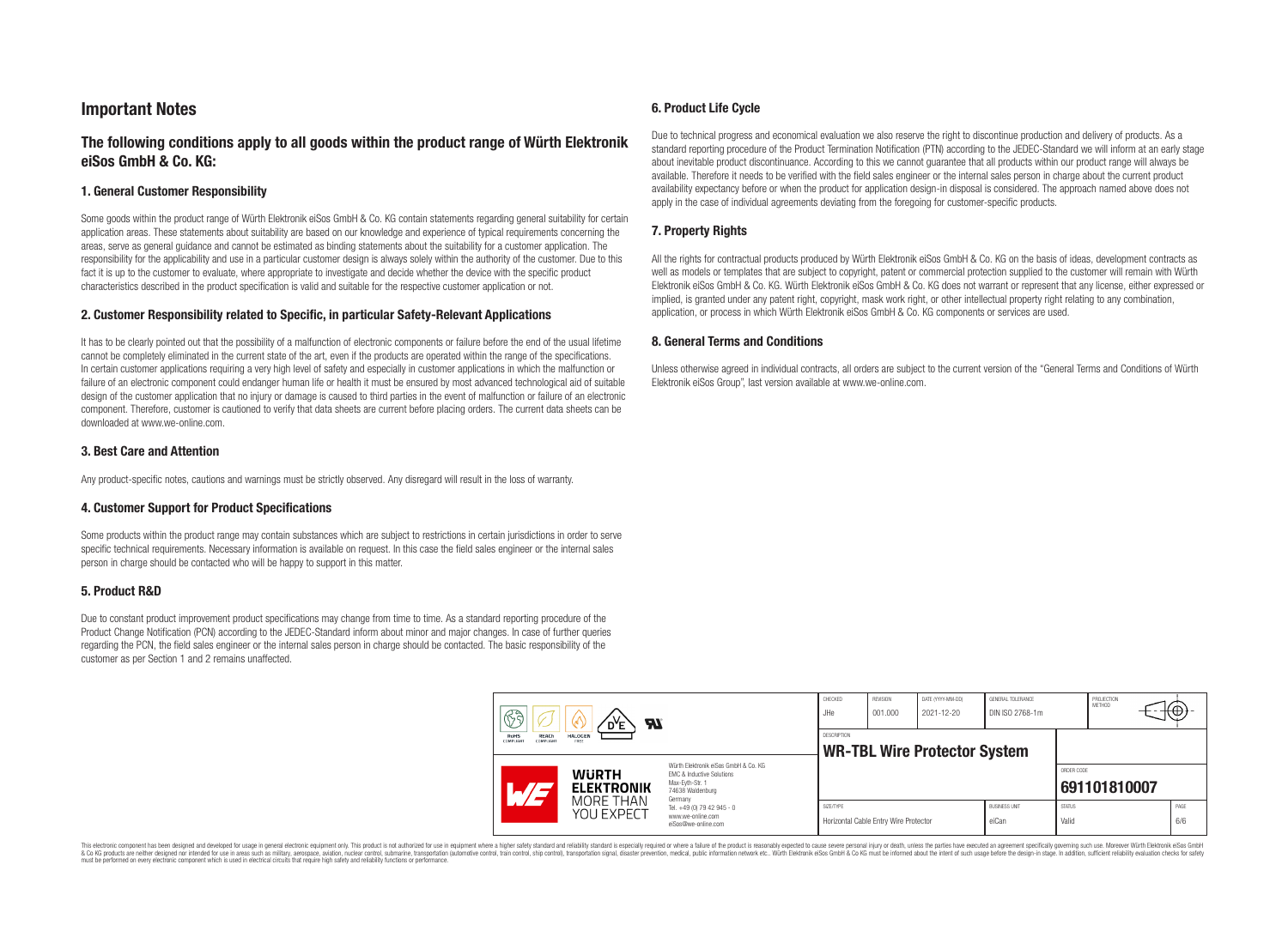# Important Notes

## The following conditions apply to all goods within the product range of Würth Elektronik eiSos GmbH & Co. KG:

### 1. General Customer Responsibility

Some goods within the product range of Würth Elektronik eiSos GmbH & Co. KG contain statements regarding general suitability for certain application areas. These statements about suitability are based on our knowledge and experience of typical requirements concerning the areas, serve as general guidance and cannot be estimated as binding statements about the suitability for a customer application. The responsibility for the applicability and use in a particular customer design is always solely within the authority of the customer. Due to this fact it is up to the customer to evaluate, where appropriate to investigate and decide whether the device with the specific product characteristics described in the product specification is valid and suitable for the respective customer application or not.

### 2. Customer Responsibility related to Specific, in particular Safety-Relevant Applications

It has to be clearly pointed out that the possibility of a malfunction of electronic components or failure before the end of the usual lifetime cannot be completely eliminated in the current state of the art, even if the products are operated within the range of the specifications. In certain customer applications requiring a very high level of safety and especially in customer applications in which the malfunction or failure of an electronic component could endanger human life or health it must be ensured by most advanced technological aid of suitable design of the customer application that no injury or damage is caused to third parties in the event of malfunction or failure of an electronic component. Therefore, customer is cautioned to verify that data sheets are current before placing orders. The current data sheets can be downloaded at www.we-online.com.

### 3. Best Care and Attention

Any product-specific notes, cautions and warnings must be strictly observed. Any disregard will result in the loss of warranty.

### 4. Customer Support for Product Specifications

Some products within the product range may contain substances which are subject to restrictions in certain jurisdictions in order to serve specific technical requirements. Necessary information is available on request. In this case the field sales engineer or the internal sales person in charge should be contacted who will be happy to support in this matter.

### 5. Product R&D

Due to constant product improvement product specifications may change from time to time. As a standard reporting procedure of the Product Change Notification (PCN) according to the JEDEC-Standard inform about minor and major changes. In case of further queries regarding the PCN, the field sales engineer or the internal sales person in charge should be contacted. The basic responsibility of the customer as per Section 1 and 2 remains unaffected.

### 6. Product Life Cycle

Due to technical progress and economical evaluation we also reserve the right to discontinue production and delivery of products. As a standard reporting procedure of the Product Termination Notification (PTN) according to the JEDEC-Standard we will inform at an early stage about inevitable product discontinuance. According to this we cannot guarantee that all products within our product range will always be available. Therefore it needs to be verified with the field sales engineer or the internal sales person in charge about the current product availability expectancy before or when the product for application design-in disposal is considered. The approach named above does not apply in the case of individual agreements deviating from the foregoing for customer-specific products.

### 7. Property Rights

All the rights for contractual products produced by Würth Elektronik eiSos GmbH & Co. KG on the basis of ideas, development contracts as well as models or templates that are subject to copyright, patent or commercial protection supplied to the customer will remain with Würth Elektronik eiSos GmbH & Co. KG. Würth Elektronik eiSos GmbH & Co. KG does not warrant or represent that any license, either expressed or implied, is granted under any patent right, copyright, mask work right, or other intellectual property right relating to any combination, application, or process in which Würth Elektronik eiSos GmbH & Co. KG components or services are used.

### 8. General Terms and Conditions

Unless otherwise agreed in individual contracts, all orders are subject to the current version of the "General Terms and Conditions of Würth Elektronik eiSos Group", last version available at www.we-online.com.

| CHECKED | REVISION | DATE (YYYY-MM-DD) | GENERAL TOLERANCE | PROJECTION METHOD |
|---|---|---|---|---|
| JHe | 001.000 | 2021-12-20 | DIN ISO 2768-1m | |

DESCRIPTION: **WR-TBL Wire Protector System**

ORDER CODE: **691101810007**

| SIZE/TYPE | BUSINESS UNIT | STATUS | PAGE |
|---|---|---|---|
| Horizontal Cable Entry Wire Protector | eiCan | Valid | 6/6 |

Würth Elektronik eiSos GmbH & Co. KG
EMC & Inductive Solutions
Max-Eyth-Str. 1
74638 Waldenburg
Germany
Tel. +49 (0) 79 42 945 - 0
www.we-online.com
eiSos@we-online.com

This electronic component has been designed and developed for usage in general electronic equipment only. This product is not authorized for use in equipment where a higher safety standard and reliability standard is especially required or where a failure of the product is reasonably expected to cause severe personal injury or death, unless the parties have executed an agreement specifically governing such use. Moreover Würth Elektronik eiSos GmbH & Co KG products are neither designed nor intended for use in areas such as military, aerospace, aviation, nuclear control, submarine, transportation (automotive control, train control, ship control), transportation signal, disaster prevention, medical, public information network etc.. Würth Elektronik eiSos GmbH & Co KG must be informed about the intent of such usage before the design-in stage. In addition, sufficient reliability evaluation checks for safety must be performed on every electronic component which is used in electrical circuits that require high safety and reliability functions or performance.